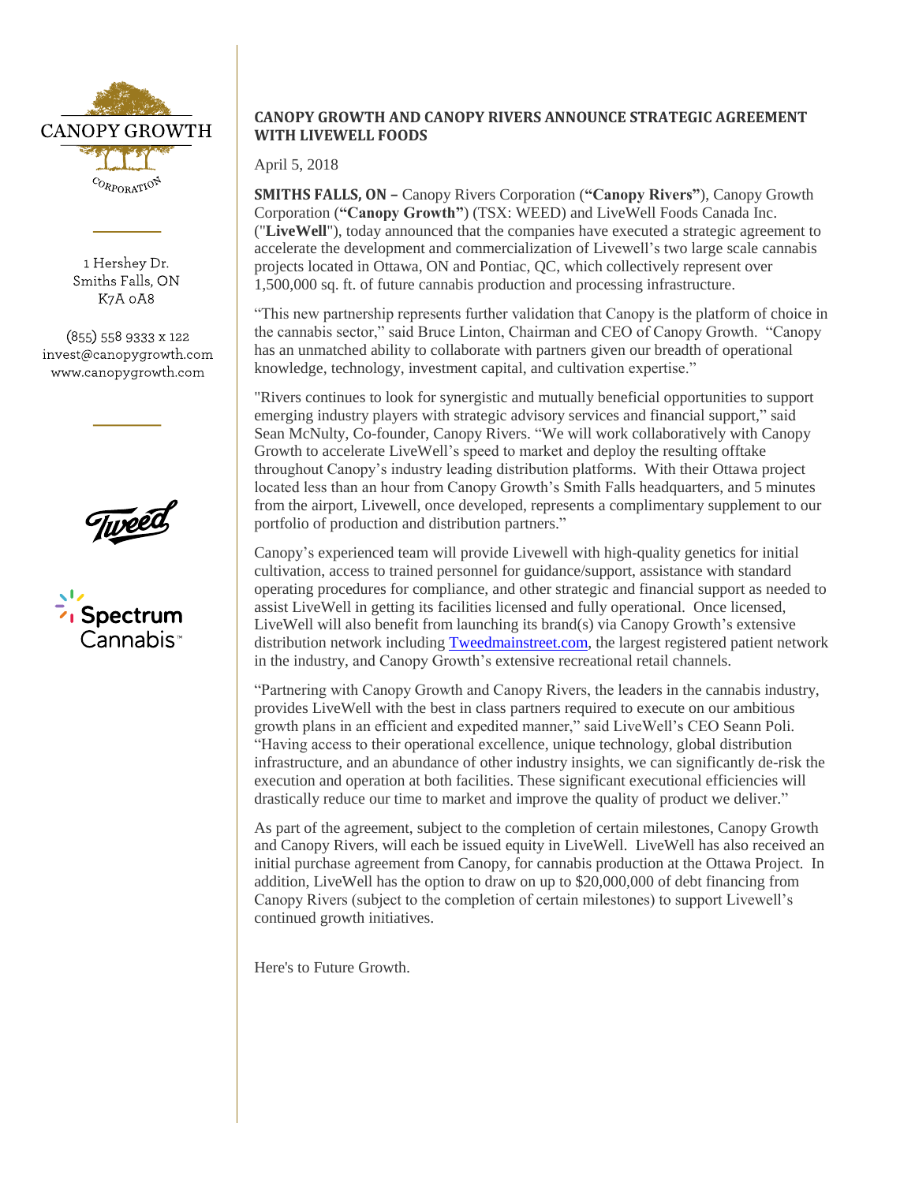CANOPY GROWTH

CORPORATION

1 Hershey Dr.
Smiths Falls, ON
K7A 0A8

(855) 558 9333 x 122
invest@canopygrowth.com
www.canopygrowth.com

# CANOPY GROWTH AND CANOPY RIVERS ANNOUNCE STRATEGIC AGREEMENT WITH LIVEWELL FOODS

April 5, 2018

**SMITHS FALLS, ON –** Canopy Rivers Corporation (**"Canopy Rivers"**), Canopy Growth Corporation (**"Canopy Growth"**) (TSX: WEED) and LiveWell Foods Canada Inc. ("**LiveWell**"), today announced that the companies have executed a strategic agreement to accelerate the development and commercialization of Livewell's two large scale cannabis projects located in Ottawa, ON and Pontiac, QC, which collectively represent over 1,500,000 sq. ft. of future cannabis production and processing infrastructure.

"This new partnership represents further validation that Canopy is the platform of choice in the cannabis sector," said Bruce Linton, Chairman and CEO of Canopy Growth. "Canopy has an unmatched ability to collaborate with partners given our breadth of operational knowledge, technology, investment capital, and cultivation expertise."

"Rivers continues to look for synergistic and mutually beneficial opportunities to support emerging industry players with strategic advisory services and financial support," said Sean McNulty, Co-founder, Canopy Rivers. "We will work collaboratively with Canopy Growth to accelerate LiveWell's speed to market and deploy the resulting offtake throughout Canopy's industry leading distribution platforms. With their Ottawa project located less than an hour from Canopy Growth's Smith Falls headquarters, and 5 minutes from the airport, Livewell, once developed, represents a complimentary supplement to our portfolio of production and distribution partners."

Canopy's experienced team will provide Livewell with high-quality genetics for initial cultivation, access to trained personnel for guidance/support, assistance with standard operating procedures for compliance, and other strategic and financial support as needed to assist LiveWell in getting its facilities licensed and fully operational. Once licensed, LiveWell will also benefit from launching its brand(s) via Canopy Growth's extensive distribution network including Tweedmainstreet.com, the largest registered patient network in the industry, and Canopy Growth's extensive recreational retail channels.

"Partnering with Canopy Growth and Canopy Rivers, the leaders in the cannabis industry, provides LiveWell with the best in class partners required to execute on our ambitious growth plans in an efficient and expedited manner," said LiveWell's CEO Seann Poli. "Having access to their operational excellence, unique technology, global distribution infrastructure, and an abundance of other industry insights, we can significantly de-risk the execution and operation at both facilities. These significant executional efficiencies will drastically reduce our time to market and improve the quality of product we deliver."

As part of the agreement, subject to the completion of certain milestones, Canopy Growth and Canopy Rivers, will each be issued equity in LiveWell. LiveWell has also received an initial purchase agreement from Canopy, for cannabis production at the Ottawa Project. In addition, LiveWell has the option to draw on up to $20,000,000 of debt financing from Canopy Rivers (subject to the completion of certain milestones) to support Livewell's continued growth initiatives.

Here's to Future Growth.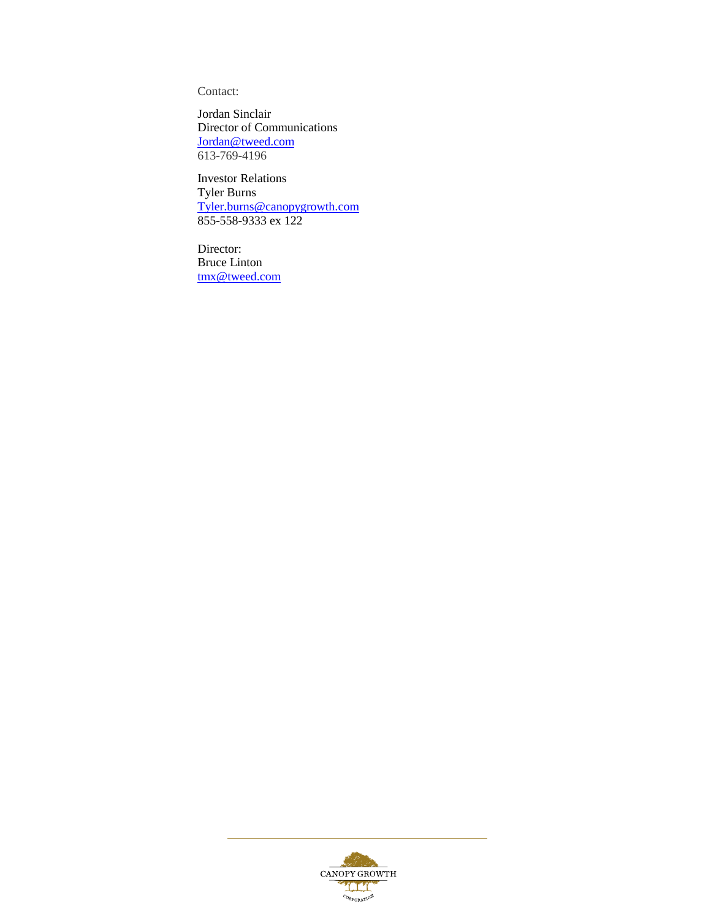Contact:

Jordan Sinclair
Director of Communications
Jordan@tweed.com
613-769-4196

Investor Relations
Tyler Burns
Tyler.burns@canopygrowth.com
855-558-9333 ex 122

Director:
Bruce Linton
tmx@tweed.com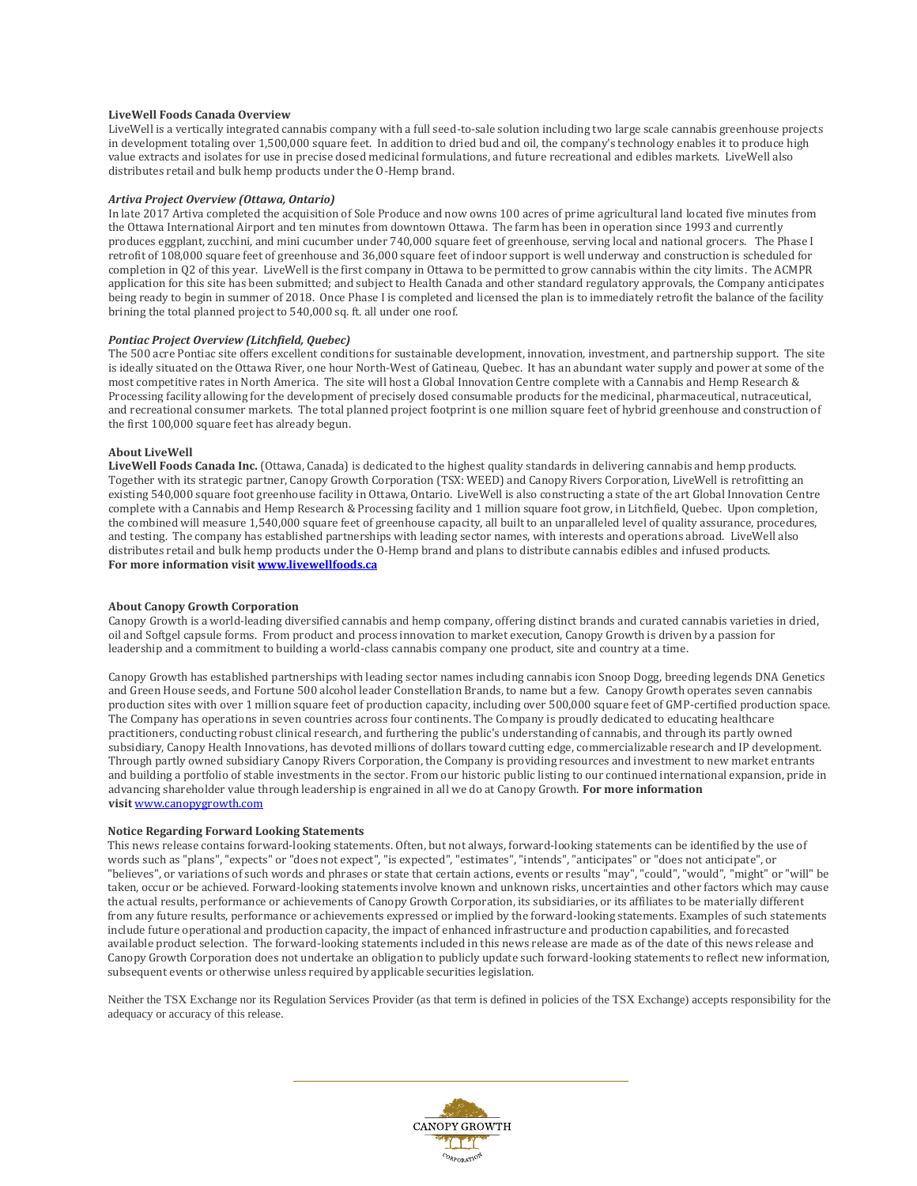**LiveWell Foods Canada Overview**

LiveWell is a vertically integrated cannabis company with a full seed-to-sale solution including two large scale cannabis greenhouse projects in development totaling over 1,500,000 square feet. In addition to dried bud and oil, the company's technology enables it to produce high value extracts and isolates for use in precise dosed medicinal formulations, and future recreational and edibles markets. LiveWell also distributes retail and bulk hemp products under the O-Hemp brand.

***Artiva Project Overview (Ottawa, Ontario)***

In late 2017 Artiva completed the acquisition of Sole Produce and now owns 100 acres of prime agricultural land located five minutes from the Ottawa International Airport and ten minutes from downtown Ottawa. The farm has been in operation since 1993 and currently produces eggplant, zucchini, and mini cucumber under 740,000 square feet of greenhouse, serving local and national grocers. The Phase I retrofit of 108,000 square feet of greenhouse and 36,000 square feet of indoor support is well underway and construction is scheduled for completion in Q2 of this year. LiveWell is the first company in Ottawa to be permitted to grow cannabis within the city limits. The ACMPR application for this site has been submitted; and subject to Health Canada and other standard regulatory approvals, the Company anticipates being ready to begin in summer of 2018. Once Phase I is completed and licensed the plan is to immediately retrofit the balance of the facility brining the total planned project to 540,000 sq. ft. all under one roof.

***Pontiac Project Overview (Litchfield, Quebec)***

The 500 acre Pontiac site offers excellent conditions for sustainable development, innovation, investment, and partnership support. The site is ideally situated on the Ottawa River, one hour North-West of Gatineau, Quebec. It has an abundant water supply and power at some of the most competitive rates in North America. The site will host a Global Innovation Centre complete with a Cannabis and Hemp Research & Processing facility allowing for the development of precisely dosed consumable products for the medicinal, pharmaceutical, nutraceutical, and recreational consumer markets. The total planned project footprint is one million square feet of hybrid greenhouse and construction of the first 100,000 square feet has already begun.

**About LiveWell**

**LiveWell Foods Canada Inc.** (Ottawa, Canada) is dedicated to the highest quality standards in delivering cannabis and hemp products. Together with its strategic partner, Canopy Growth Corporation (TSX: WEED) and Canopy Rivers Corporation, LiveWell is retrofitting an existing 540,000 square foot greenhouse facility in Ottawa, Ontario. LiveWell is also constructing a state of the art Global Innovation Centre complete with a Cannabis and Hemp Research & Processing facility and 1 million square foot grow, in Litchfield, Quebec. Upon completion, the combined will measure 1,540,000 square feet of greenhouse capacity, all built to an unparalleled level of quality assurance, procedures, and testing. The company has established partnerships with leading sector names, with interests and operations abroad. LiveWell also distributes retail and bulk hemp products under the O-Hemp brand and plans to distribute cannabis edibles and infused products.
**For more information visit [www.livewellfoods.ca](www.livewellfoods.ca)**

**About Canopy Growth Corporation**

Canopy Growth is a world-leading diversified cannabis and hemp company, offering distinct brands and curated cannabis varieties in dried, oil and Softgel capsule forms. From product and process innovation to market execution, Canopy Growth is driven by a passion for leadership and a commitment to building a world-class cannabis company one product, site and country at a time.

Canopy Growth has established partnerships with leading sector names including cannabis icon Snoop Dogg, breeding legends DNA Genetics and Green House seeds, and Fortune 500 alcohol leader Constellation Brands, to name but a few. Canopy Growth operates seven cannabis production sites with over 1 million square feet of production capacity, including over 500,000 square feet of GMP-certified production space. The Company has operations in seven countries across four continents. The Company is proudly dedicated to educating healthcare practitioners, conducting robust clinical research, and furthering the public's understanding of cannabis, and through its partly owned subsidiary, Canopy Health Innovations, has devoted millions of dollars toward cutting edge, commercializable research and IP development. Through partly owned subsidiary Canopy Rivers Corporation, the Company is providing resources and investment to new market entrants and building a portfolio of stable investments in the sector. From our historic public listing to our continued international expansion, pride in advancing shareholder value through leadership is engrained in all we do at Canopy Growth. **For more information visit** [www.canopygrowth.com](www.canopygrowth.com)

**Notice Regarding Forward Looking Statements**

This news release contains forward-looking statements. Often, but not always, forward-looking statements can be identified by the use of words such as "plans", "expects" or "does not expect", "is expected", "estimates", "intends", "anticipates" or "does not anticipate", or "believes", or variations of such words and phrases or state that certain actions, events or results "may", "could", "would", "might" or "will" be taken, occur or be achieved. Forward-looking statements involve known and unknown risks, uncertainties and other factors which may cause the actual results, performance or achievements of Canopy Growth Corporation, its subsidiaries, or its affiliates to be materially different from any future results, performance or achievements expressed or implied by the forward-looking statements. Examples of such statements include future operational and production capacity, the impact of enhanced infrastructure and production capabilities, and forecasted available product selection. The forward-looking statements included in this news release are made as of the date of this news release and Canopy Growth Corporation does not undertake an obligation to publicly update such forward-looking statements to reflect new information, subsequent events or otherwise unless required by applicable securities legislation.

Neither the TSX Exchange nor its Regulation Services Provider (as that term is defined in policies of the TSX Exchange) accepts responsibility for the adequacy or accuracy of this release.